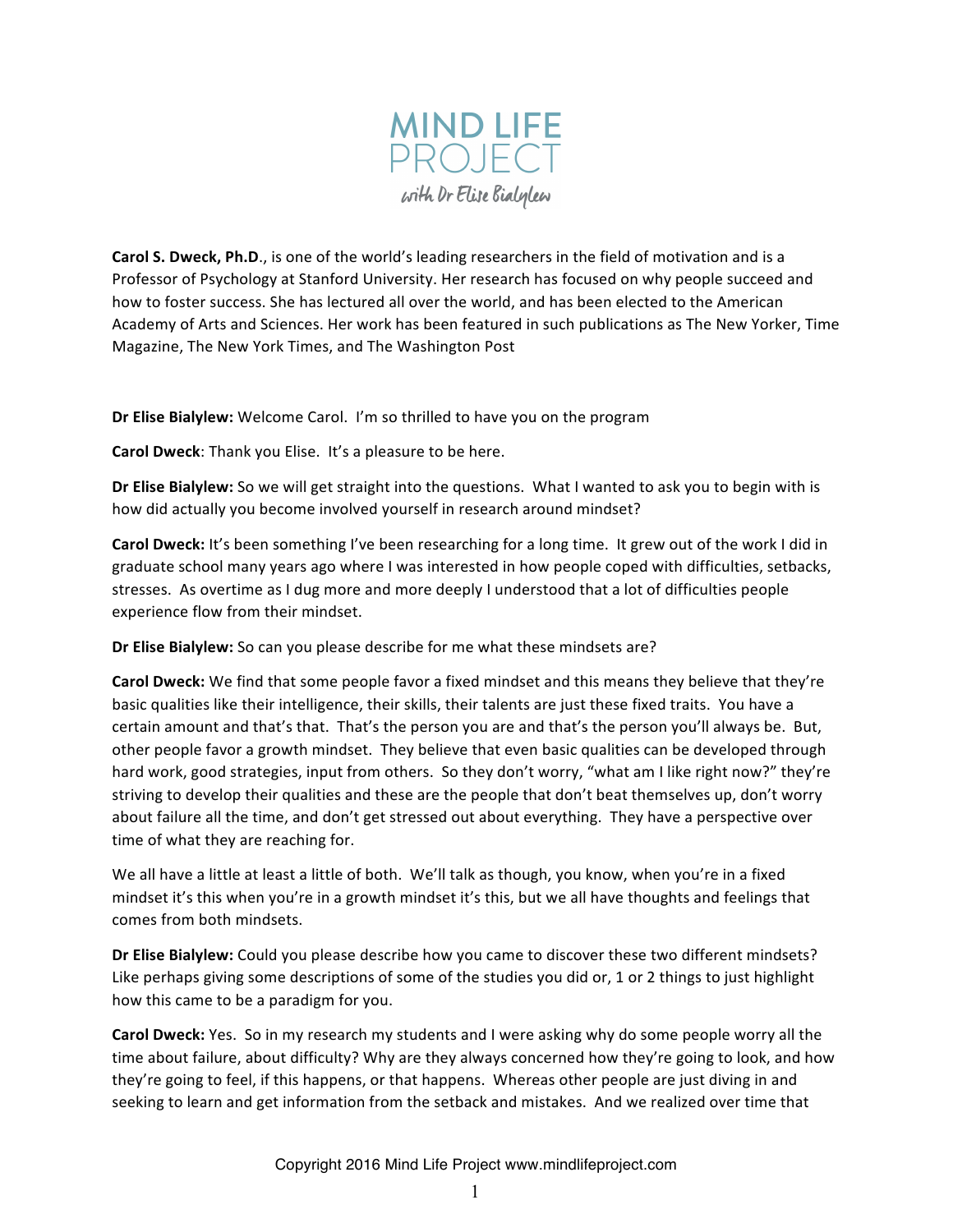# MIND LIFE PROJECT

*with Dr Elise Bialylew*

**Carol S. Dweck, Ph.D**., is one of the world's leading researchers in the field of motivation and is a Professor of Psychology at Stanford University. Her research has focused on why people succeed and how to foster success. She has lectured all over the world, and has been elected to the American Academy of Arts and Sciences. Her work has been featured in such publications as The New Yorker, Time Magazine, The New York Times, and The Washington Post

**Dr Elise Bialylew:** Welcome Carol. I'm so thrilled to have you on the program

**Carol Dweck**: Thank you Elise. It's a pleasure to be here.

**Dr Elise Bialylew:** So we will get straight into the questions. What I wanted to ask you to begin with is how did actually you become involved yourself in research around mindset?

**Carol Dweck:** It's been something I've been researching for a long time. It grew out of the work I did in graduate school many years ago where I was interested in how people coped with difficulties, setbacks, stresses. As overtime as I dug more and more deeply I understood that a lot of difficulties people experience flow from their mindset.

**Dr Elise Bialylew:** So can you please describe for me what these mindsets are?

**Carol Dweck:** We find that some people favor a fixed mindset and this means they believe that they're basic qualities like their intelligence, their skills, their talents are just these fixed traits. You have a certain amount and that's that. That's the person you are and that's the person you'll always be. But, other people favor a growth mindset. They believe that even basic qualities can be developed through hard work, good strategies, input from others. So they don't worry, "what am I like right now?" they're striving to develop their qualities and these are the people that don't beat themselves up, don't worry about failure all the time, and don't get stressed out about everything. They have a perspective over time of what they are reaching for.

We all have a little at least a little of both. We'll talk as though, you know, when you're in a fixed mindset it's this when you're in a growth mindset it's this, but we all have thoughts and feelings that comes from both mindsets.

**Dr Elise Bialylew:** Could you please describe how you came to discover these two different mindsets? Like perhaps giving some descriptions of some of the studies you did or, 1 or 2 things to just highlight how this came to be a paradigm for you.

**Carol Dweck:** Yes. So in my research my students and I were asking why do some people worry all the time about failure, about difficulty? Why are they always concerned how they're going to look, and how they're going to feel, if this happens, or that happens. Whereas other people are just diving in and seeking to learn and get information from the setback and mistakes. And we realized over time that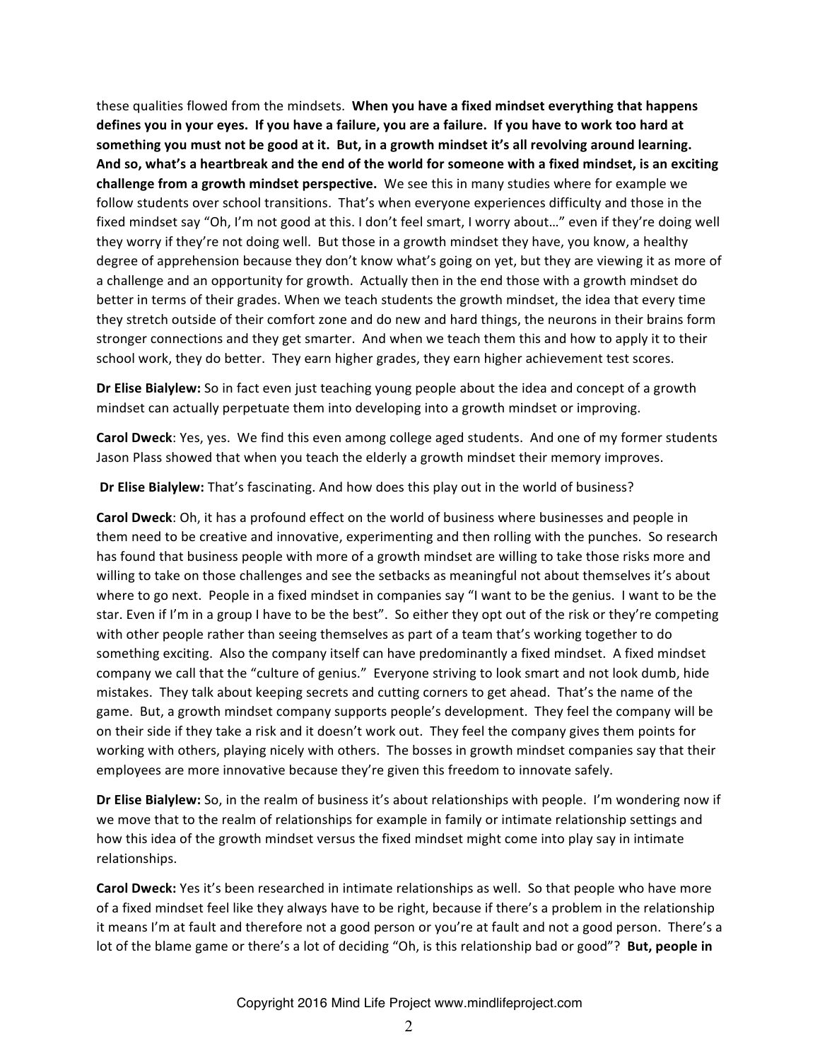these qualities flowed from the mindsets. **When you have a fixed mindset everything that happens defines you in your eyes. If you have a failure, you are a failure. If you have to work too hard at something you must not be good at it. But, in a growth mindset it's all revolving around learning. And so, what's a heartbreak and the end of the world for someone with a fixed mindset, is an exciting challenge from a growth mindset perspective.** We see this in many studies where for example we follow students over school transitions. That's when everyone experiences difficulty and those in the fixed mindset say "Oh, I'm not good at this. I don't feel smart, I worry about…" even if they're doing well they worry if they're not doing well. But those in a growth mindset they have, you know, a healthy degree of apprehension because they don't know what's going on yet, but they are viewing it as more of a challenge and an opportunity for growth. Actually then in the end those with a growth mindset do better in terms of their grades. When we teach students the growth mindset, the idea that every time they stretch outside of their comfort zone and do new and hard things, the neurons in their brains form stronger connections and they get smarter. And when we teach them this and how to apply it to their school work, they do better. They earn higher grades, they earn higher achievement test scores.

**Dr Elise Bialylew:** So in fact even just teaching young people about the idea and concept of a growth mindset can actually perpetuate them into developing into a growth mindset or improving.

**Carol Dweck**: Yes, yes. We find this even among college aged students. And one of my former students Jason Plass showed that when you teach the elderly a growth mindset their memory improves.

**Dr Elise Bialylew:** That's fascinating. And how does this play out in the world of business?

**Carol Dweck**: Oh, it has a profound effect on the world of business where businesses and people in them need to be creative and innovative, experimenting and then rolling with the punches. So research has found that business people with more of a growth mindset are willing to take those risks more and willing to take on those challenges and see the setbacks as meaningful not about themselves it's about where to go next. People in a fixed mindset in companies say "I want to be the genius. I want to be the star. Even if I'm in a group I have to be the best". So either they opt out of the risk or they're competing with other people rather than seeing themselves as part of a team that's working together to do something exciting. Also the company itself can have predominantly a fixed mindset. A fixed mindset company we call that the "culture of genius." Everyone striving to look smart and not look dumb, hide mistakes. They talk about keeping secrets and cutting corners to get ahead. That's the name of the game. But, a growth mindset company supports people's development. They feel the company will be on their side if they take a risk and it doesn't work out. They feel the company gives them points for working with others, playing nicely with others. The bosses in growth mindset companies say that their employees are more innovative because they're given this freedom to innovate safely.

**Dr Elise Bialylew:** So, in the realm of business it's about relationships with people. I'm wondering now if we move that to the realm of relationships for example in family or intimate relationship settings and how this idea of the growth mindset versus the fixed mindset might come into play say in intimate relationships.

**Carol Dweck:** Yes it's been researched in intimate relationships as well. So that people who have more of a fixed mindset feel like they always have to be right, because if there's a problem in the relationship it means I'm at fault and therefore not a good person or you're at fault and not a good person. There's a lot of the blame game or there's a lot of deciding "Oh, is this relationship bad or good"? **But, people in**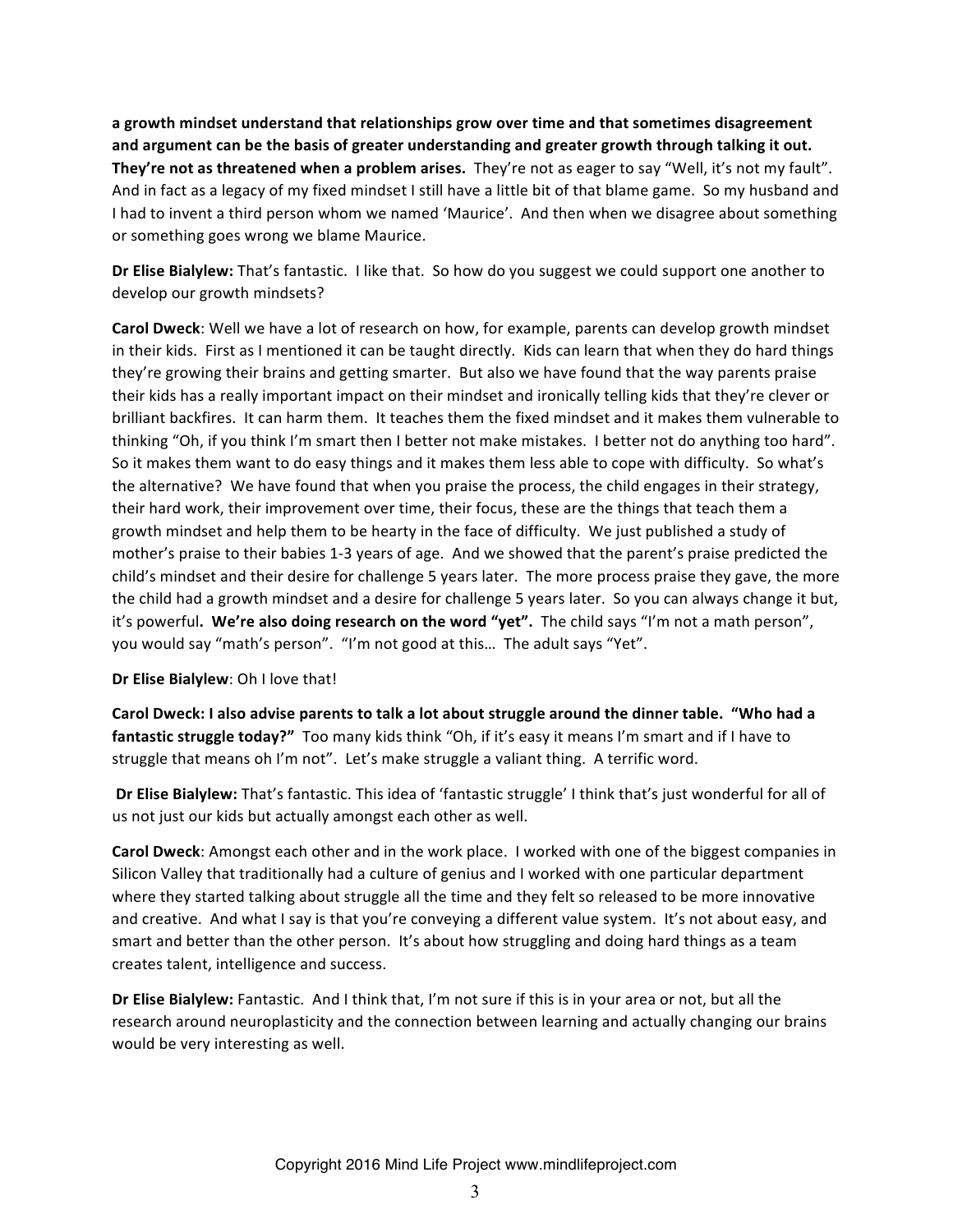**a growth mindset understand that relationships grow over time and that sometimes disagreement and argument can be the basis of greater understanding and greater growth through talking it out. They're not as threatened when a problem arises.** They're not as eager to say "Well, it's not my fault". And in fact as a legacy of my fixed mindset I still have a little bit of that blame game. So my husband and I had to invent a third person whom we named 'Maurice'. And then when we disagree about something or something goes wrong we blame Maurice.

**Dr Elise Bialylew:** That's fantastic. I like that. So how do you suggest we could support one another to develop our growth mindsets?

**Carol Dweck**: Well we have a lot of research on how, for example, parents can develop growth mindset in their kids. First as I mentioned it can be taught directly. Kids can learn that when they do hard things they're growing their brains and getting smarter. But also we have found that the way parents praise their kids has a really important impact on their mindset and ironically telling kids that they're clever or brilliant backfires. It can harm them. It teaches them the fixed mindset and it makes them vulnerable to thinking "Oh, if you think I'm smart then I better not make mistakes. I better not do anything too hard". So it makes them want to do easy things and it makes them less able to cope with difficulty. So what's the alternative? We have found that when you praise the process, the child engages in their strategy, their hard work, their improvement over time, their focus, these are the things that teach them a growth mindset and help them to be hearty in the face of difficulty. We just published a study of mother's praise to their babies 1-3 years of age. And we showed that the parent's praise predicted the child's mindset and their desire for challenge 5 years later. The more process praise they gave, the more the child had a growth mindset and a desire for challenge 5 years later. So you can always change it but, it's powerful**. We're also doing research on the word "yet".** The child says "I'm not a math person", you would say "math's person". "I'm not good at this… The adult says "Yet".

**Dr Elise Bialylew**: Oh I love that!

**Carol Dweck: I also advise parents to talk a lot about struggle around the dinner table. "Who had a fantastic struggle today?"** Too many kids think "Oh, if it's easy it means I'm smart and if I have to struggle that means oh I'm not". Let's make struggle a valiant thing. A terrific word.

**Dr Elise Bialylew:** That's fantastic. This idea of 'fantastic struggle' I think that's just wonderful for all of us not just our kids but actually amongst each other as well.

**Carol Dweck**: Amongst each other and in the work place. I worked with one of the biggest companies in Silicon Valley that traditionally had a culture of genius and I worked with one particular department where they started talking about struggle all the time and they felt so released to be more innovative and creative. And what I say is that you're conveying a different value system. It's not about easy, and smart and better than the other person. It's about how struggling and doing hard things as a team creates talent, intelligence and success.

**Dr Elise Bialylew:** Fantastic. And I think that, I'm not sure if this is in your area or not, but all the research around neuroplasticity and the connection between learning and actually changing our brains would be very interesting as well.

Copyright 2016 Mind Life Project www.mindlifeproject.com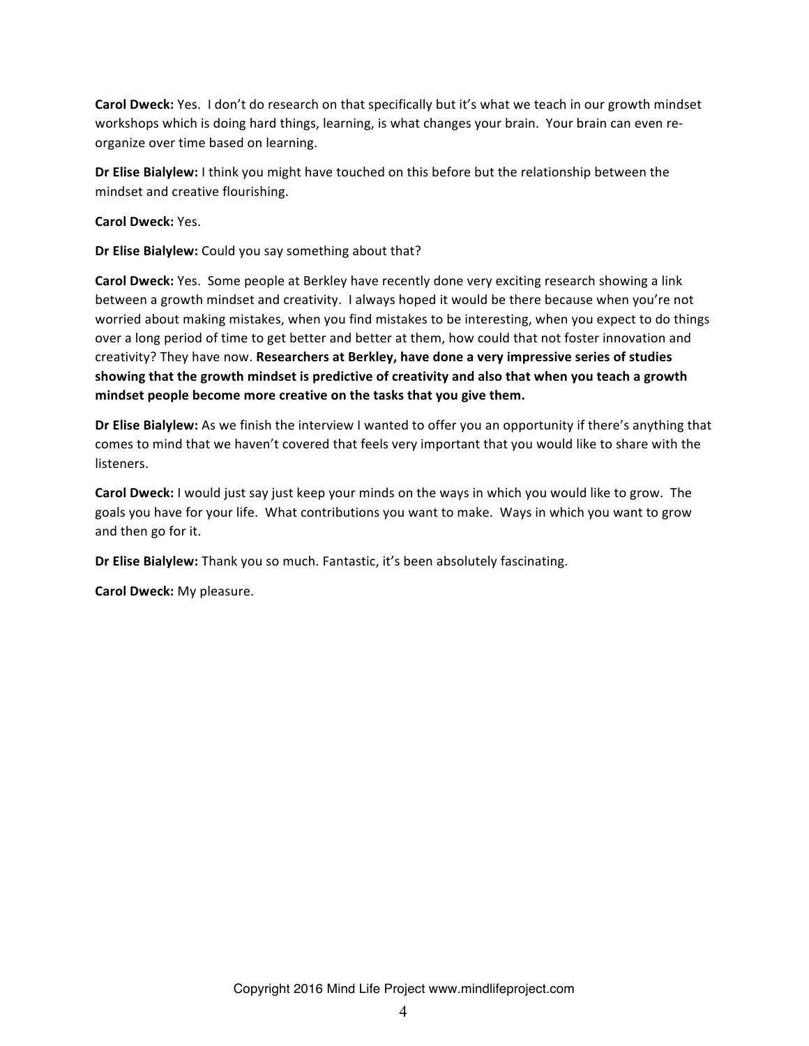**Carol Dweck:** Yes. I don't do research on that specifically but it's what we teach in our growth mindset workshops which is doing hard things, learning, is what changes your brain. Your brain can even re-organize over time based on learning.

**Dr Elise Bialylew:** I think you might have touched on this before but the relationship between the mindset and creative flourishing.

**Carol Dweck:** Yes.

**Dr Elise Bialylew:** Could you say something about that?

**Carol Dweck:** Yes. Some people at Berkley have recently done very exciting research showing a link between a growth mindset and creativity. I always hoped it would be there because when you're not worried about making mistakes, when you find mistakes to be interesting, when you expect to do things over a long period of time to get better and better at them, how could that not foster innovation and creativity? They have now. **Researchers at Berkley, have done a very impressive series of studies showing that the growth mindset is predictive of creativity and also that when you teach a growth mindset people become more creative on the tasks that you give them.**

**Dr Elise Bialylew:** As we finish the interview I wanted to offer you an opportunity if there's anything that comes to mind that we haven't covered that feels very important that you would like to share with the listeners.

**Carol Dweck:** I would just say just keep your minds on the ways in which you would like to grow. The goals you have for your life. What contributions you want to make. Ways in which you want to grow and then go for it.

**Dr Elise Bialylew:** Thank you so much. Fantastic, it's been absolutely fascinating.

**Carol Dweck:** My pleasure.